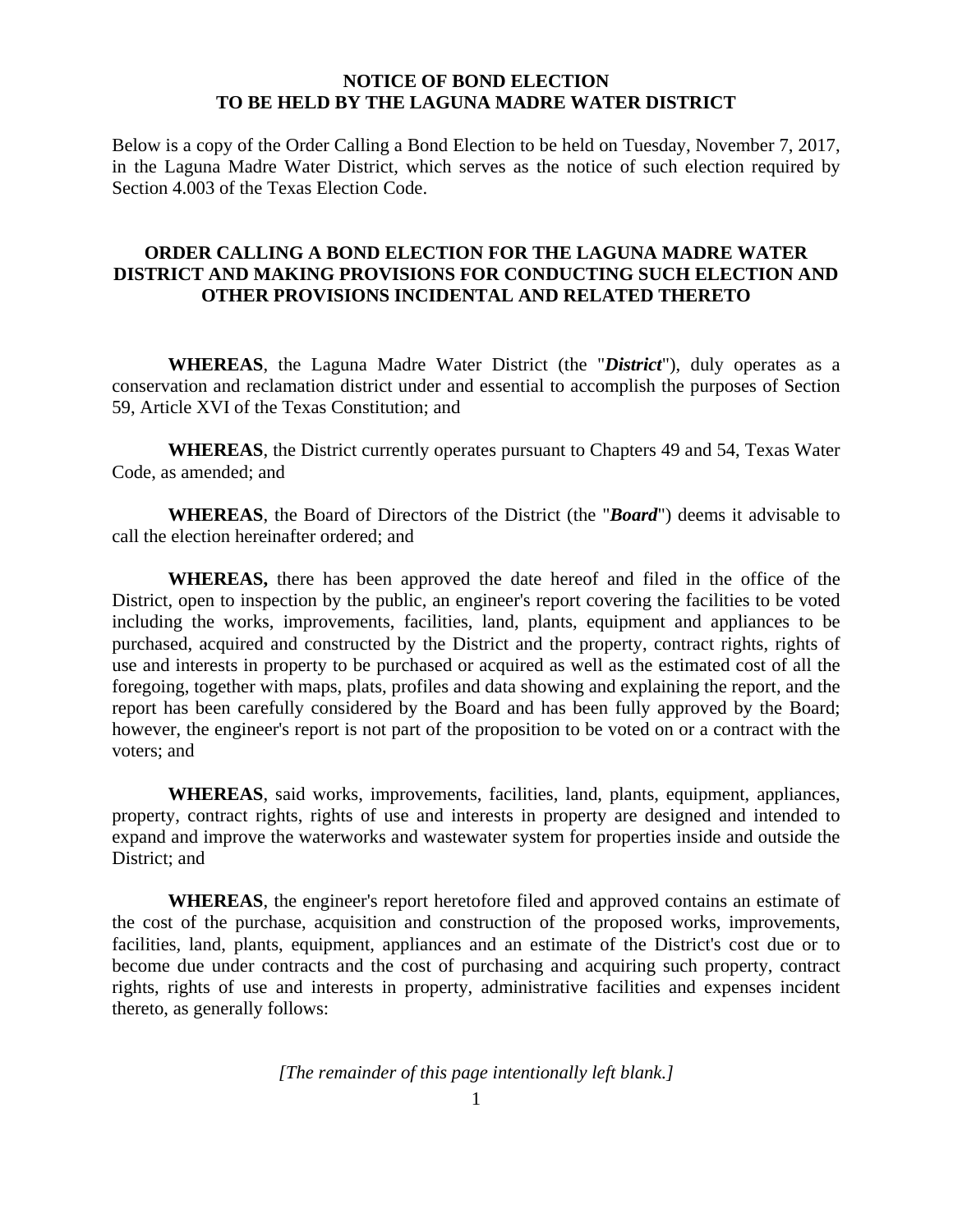# NOTICE OF BOND ELECTION
# TO BE HELD BY THE LAGUNA MADRE WATER DISTRICT

Below is a copy of the Order Calling a Bond Election to be held on Tuesday, November 7, 2017, in the Laguna Madre Water District, which serves as the notice of such election required by Section 4.003 of the Texas Election Code.

## ORDER CALLING A BOND ELECTION FOR THE LAGUNA MADRE WATER DISTRICT AND MAKING PROVISIONS FOR CONDUCTING SUCH ELECTION AND OTHER PROVISIONS INCIDENTAL AND RELATED THERETO

**WHEREAS**, the Laguna Madre Water District (the "***District***"), duly operates as a conservation and reclamation district under and essential to accomplish the purposes of Section 59, Article XVI of the Texas Constitution; and

**WHEREAS**, the District currently operates pursuant to Chapters 49 and 54, Texas Water Code, as amended; and

**WHEREAS**, the Board of Directors of the District (the "***Board***") deems it advisable to call the election hereinafter ordered; and

**WHEREAS,** there has been approved the date hereof and filed in the office of the District, open to inspection by the public, an engineer's report covering the facilities to be voted including the works, improvements, facilities, land, plants, equipment and appliances to be purchased, acquired and constructed by the District and the property, contract rights, rights of use and interests in property to be purchased or acquired as well as the estimated cost of all the foregoing, together with maps, plats, profiles and data showing and explaining the report, and the report has been carefully considered by the Board and has been fully approved by the Board; however, the engineer's report is not part of the proposition to be voted on or a contract with the voters; and

**WHEREAS**, said works, improvements, facilities, land, plants, equipment, appliances, property, contract rights, rights of use and interests in property are designed and intended to expand and improve the waterworks and wastewater system for properties inside and outside the District; and

**WHEREAS**, the engineer's report heretofore filed and approved contains an estimate of the cost of the purchase, acquisition and construction of the proposed works, improvements, facilities, land, plants, equipment, appliances and an estimate of the District's cost due or to become due under contracts and the cost of purchasing and acquiring such property, contract rights, rights of use and interests in property, administrative facilities and expenses incident thereto, as generally follows:

*[The remainder of this page intentionally left blank.]*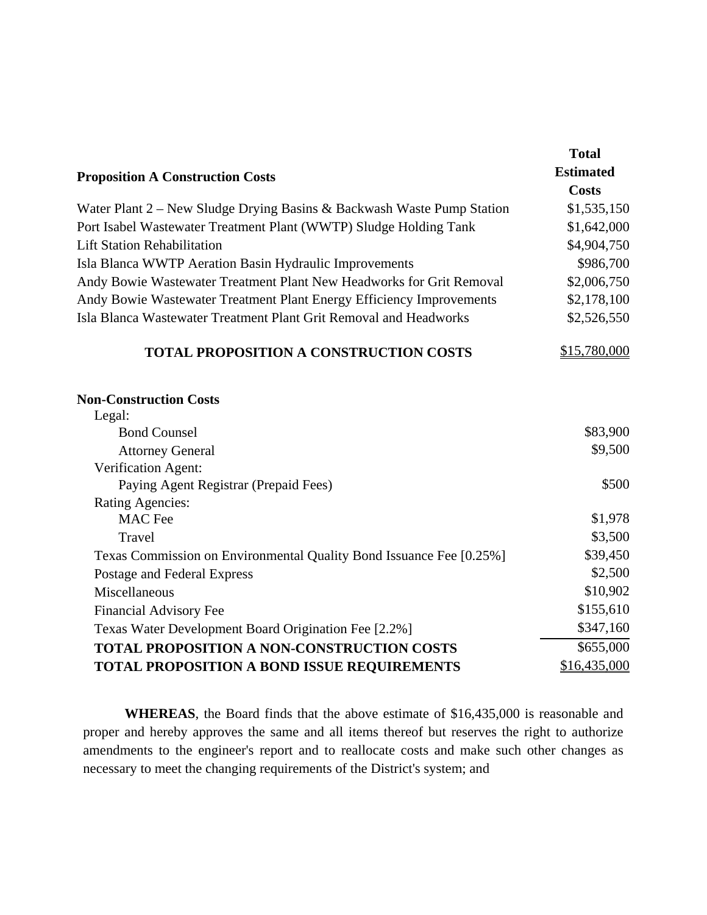| Proposition A Construction Costs | Total Estimated Costs |
|---|---|
| Water Plant 2 – New Sludge Drying Basins & Backwash Waste Pump Station | $1,535,150 |
| Port Isabel Wastewater Treatment Plant (WWTP) Sludge Holding Tank | $1,642,000 |
| Lift Station Rehabilitation | $4,904,750 |
| Isla Blanca WWTP Aeration Basin Hydraulic Improvements | $986,700 |
| Andy Bowie Wastewater Treatment Plant New Headworks for Grit Removal | $2,006,750 |
| Andy Bowie Wastewater Treatment Plant Energy Efficiency Improvements | $2,178,100 |
| Isla Blanca Wastewater Treatment Plant Grit Removal and Headworks | $2,526,550 |
| **TOTAL PROPOSITION A CONSTRUCTION COSTS** | $15,780,000 |

| **Non-Construction Costs** | |
|---|---|
| Legal: | |
| Bond Counsel | $83,900 |
| Attorney General | $9,500 |
| Verification Agent: | |
| Paying Agent Registrar (Prepaid Fees) | $500 |
| Rating Agencies: | |
| MAC Fee | $1,978 |
| Travel | $3,500 |
| Texas Commission on Environmental Quality Bond Issuance Fee [0.25%] | $39,450 |
| Postage and Federal Express | $2,500 |
| Miscellaneous | $10,902 |
| Financial Advisory Fee | $155,610 |
| Texas Water Development Board Origination Fee [2.2%] | $347,160 |
| **TOTAL PROPOSITION A NON-CONSTRUCTION COSTS** | $655,000 |
| **TOTAL PROPOSITION A BOND ISSUE REQUIREMENTS** | $16,435,000 |

**WHEREAS**, the Board finds that the above estimate of $16,435,000 is reasonable and proper and hereby approves the same and all items thereof but reserves the right to authorize amendments to the engineer's report and to reallocate costs and make such other changes as necessary to meet the changing requirements of the District's system; and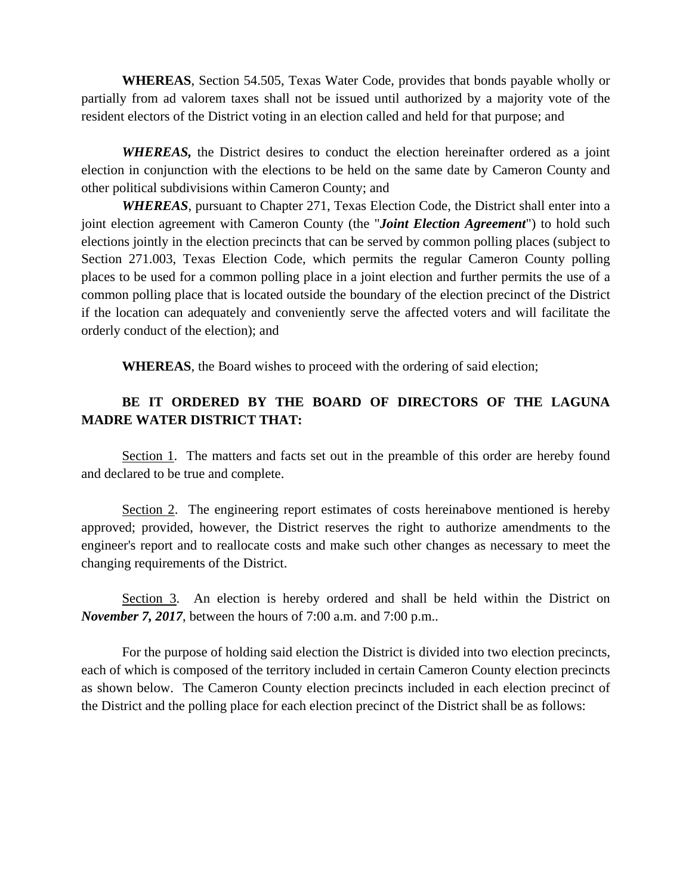**WHEREAS**, Section 54.505, Texas Water Code, provides that bonds payable wholly or partially from ad valorem taxes shall not be issued until authorized by a majority vote of the resident electors of the District voting in an election called and held for that purpose; and

***WHEREAS,*** the District desires to conduct the election hereinafter ordered as a joint election in conjunction with the elections to be held on the same date by Cameron County and other political subdivisions within Cameron County; and

***WHEREAS***, pursuant to Chapter 271, Texas Election Code, the District shall enter into a joint election agreement with Cameron County (the "***Joint Election Agreement***") to hold such elections jointly in the election precincts that can be served by common polling places (subject to Section 271.003, Texas Election Code, which permits the regular Cameron County polling places to be used for a common polling place in a joint election and further permits the use of a common polling place that is located outside the boundary of the election precinct of the District if the location can adequately and conveniently serve the affected voters and will facilitate the orderly conduct of the election); and

**WHEREAS**, the Board wishes to proceed with the ordering of said election;

**BE IT ORDERED BY THE BOARD OF DIRECTORS OF THE LAGUNA MADRE WATER DISTRICT THAT:**

<u>Section 1</u>. The matters and facts set out in the preamble of this order are hereby found and declared to be true and complete.

<u>Section 2</u>. The engineering report estimates of costs hereinabove mentioned is hereby approved; provided, however, the District reserves the right to authorize amendments to the engineer's report and to reallocate costs and make such other changes as necessary to meet the changing requirements of the District.

<u>Section 3</u>. An election is hereby ordered and shall be held within the District on ***November 7, 2017***, between the hours of 7:00 a.m. and 7:00 p.m..

For the purpose of holding said election the District is divided into two election precincts, each of which is composed of the territory included in certain Cameron County election precincts as shown below. The Cameron County election precincts included in each election precinct of the District and the polling place for each election precinct of the District shall be as follows: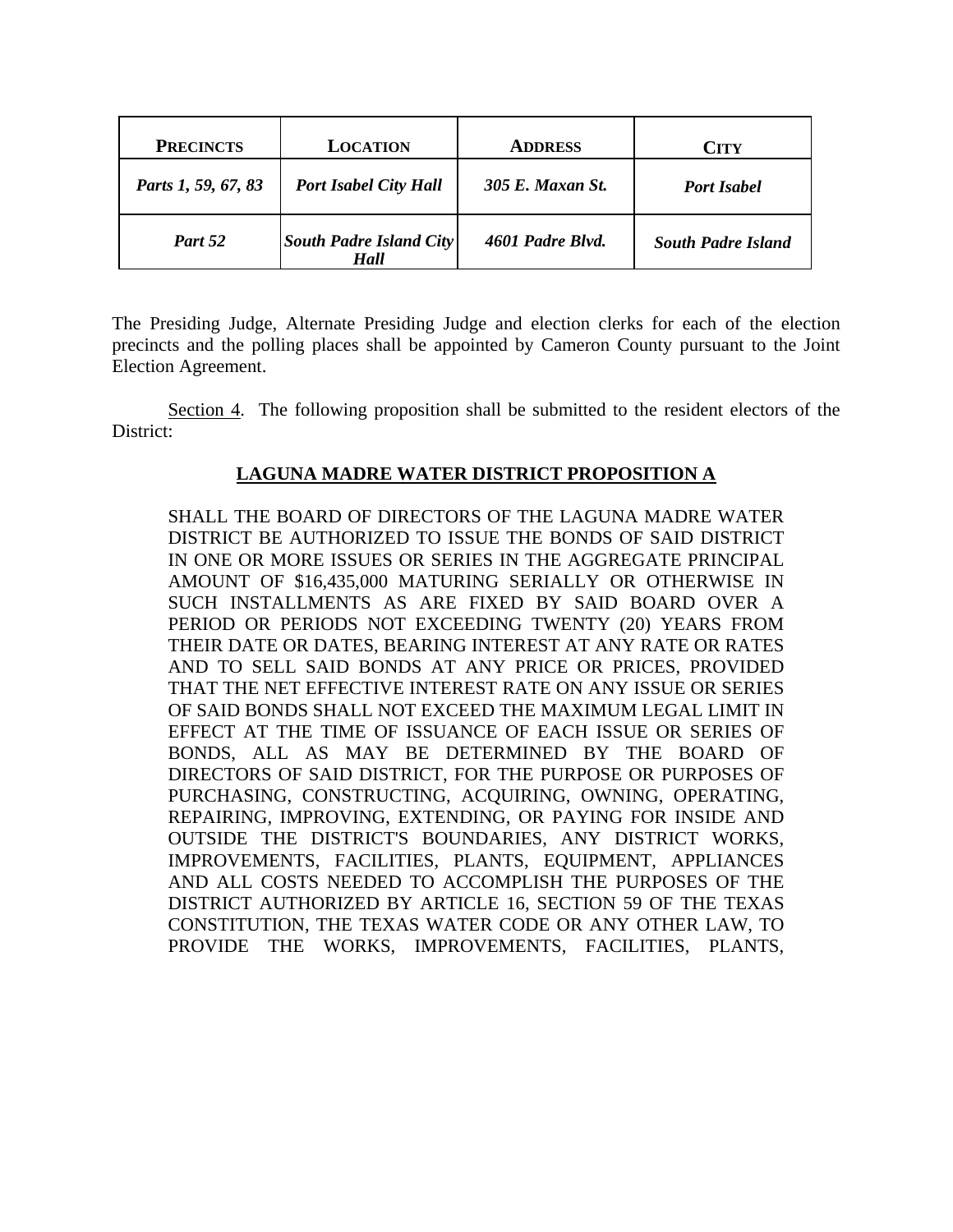| **PRECINCTS** | **LOCATION** | **ADDRESS** | **CITY** |
|---|---|---|---|
| ***Parts 1, 59, 67, 83*** | ***Port Isabel City Hall*** | ***305 E. Maxan St.*** | ***Port Isabel*** |
| ***Part 52*** | ***South Padre Island City Hall*** | ***4601 Padre Blvd.*** | ***South Padre Island*** |

The Presiding Judge, Alternate Presiding Judge and election clerks for each of the election precincts and the polling places shall be appointed by Cameron County pursuant to the Joint Election Agreement.

Section 4. The following proposition shall be submitted to the resident electors of the District:

**LAGUNA MADRE WATER DISTRICT PROPOSITION A**

SHALL THE BOARD OF DIRECTORS OF THE LAGUNA MADRE WATER DISTRICT BE AUTHORIZED TO ISSUE THE BONDS OF SAID DISTRICT IN ONE OR MORE ISSUES OR SERIES IN THE AGGREGATE PRINCIPAL AMOUNT OF $16,435,000 MATURING SERIALLY OR OTHERWISE IN SUCH INSTALLMENTS AS ARE FIXED BY SAID BOARD OVER A PERIOD OR PERIODS NOT EXCEEDING TWENTY (20) YEARS FROM THEIR DATE OR DATES, BEARING INTEREST AT ANY RATE OR RATES AND TO SELL SAID BONDS AT ANY PRICE OR PRICES, PROVIDED THAT THE NET EFFECTIVE INTEREST RATE ON ANY ISSUE OR SERIES OF SAID BONDS SHALL NOT EXCEED THE MAXIMUM LEGAL LIMIT IN EFFECT AT THE TIME OF ISSUANCE OF EACH ISSUE OR SERIES OF BONDS, ALL AS MAY BE DETERMINED BY THE BOARD OF DIRECTORS OF SAID DISTRICT, FOR THE PURPOSE OR PURPOSES OF PURCHASING, CONSTRUCTING, ACQUIRING, OWNING, OPERATING, REPAIRING, IMPROVING, EXTENDING, OR PAYING FOR INSIDE AND OUTSIDE THE DISTRICT'S BOUNDARIES, ANY DISTRICT WORKS, IMPROVEMENTS, FACILITIES, PLANTS, EQUIPMENT, APPLIANCES AND ALL COSTS NEEDED TO ACCOMPLISH THE PURPOSES OF THE DISTRICT AUTHORIZED BY ARTICLE 16, SECTION 59 OF THE TEXAS CONSTITUTION, THE TEXAS WATER CODE OR ANY OTHER LAW, TO PROVIDE THE WORKS, IMPROVEMENTS, FACILITIES, PLANTS,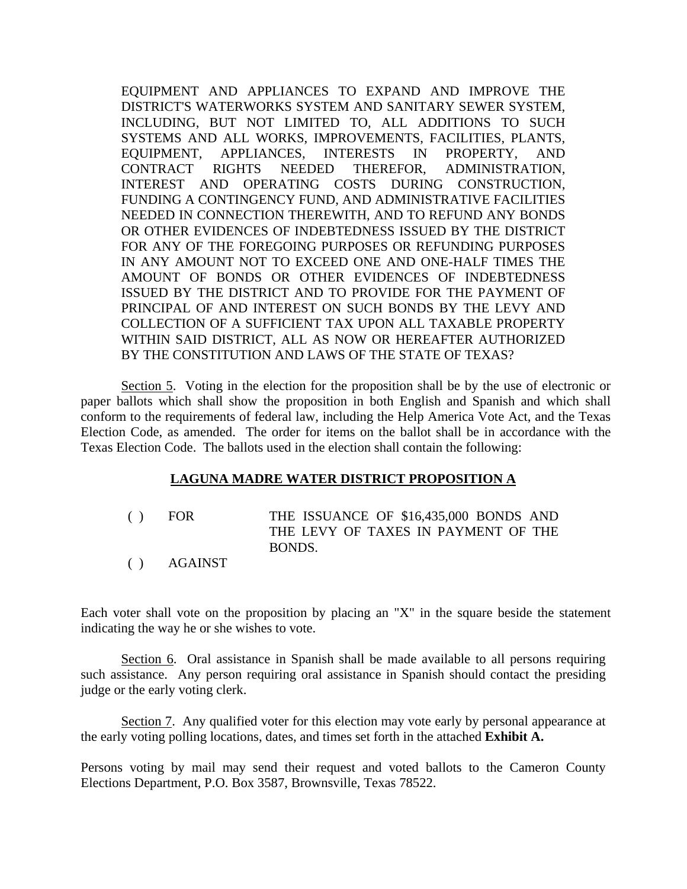EQUIPMENT AND APPLIANCES TO EXPAND AND IMPROVE THE DISTRICT'S WATERWORKS SYSTEM AND SANITARY SEWER SYSTEM, INCLUDING, BUT NOT LIMITED TO, ALL ADDITIONS TO SUCH SYSTEMS AND ALL WORKS, IMPROVEMENTS, FACILITIES, PLANTS, EQUIPMENT, APPLIANCES, INTERESTS IN PROPERTY, AND CONTRACT RIGHTS NEEDED THEREFOR, ADMINISTRATION, INTEREST AND OPERATING COSTS DURING CONSTRUCTION, FUNDING A CONTINGENCY FUND, AND ADMINISTRATIVE FACILITIES NEEDED IN CONNECTION THEREWITH, AND TO REFUND ANY BONDS OR OTHER EVIDENCES OF INDEBTEDNESS ISSUED BY THE DISTRICT FOR ANY OF THE FOREGOING PURPOSES OR REFUNDING PURPOSES IN ANY AMOUNT NOT TO EXCEED ONE AND ONE-HALF TIMES THE AMOUNT OF BONDS OR OTHER EVIDENCES OF INDEBTEDNESS ISSUED BY THE DISTRICT AND TO PROVIDE FOR THE PAYMENT OF PRINCIPAL OF AND INTEREST ON SUCH BONDS BY THE LEVY AND COLLECTION OF A SUFFICIENT TAX UPON ALL TAXABLE PROPERTY WITHIN SAID DISTRICT, ALL AS NOW OR HEREAFTER AUTHORIZED BY THE CONSTITUTION AND LAWS OF THE STATE OF TEXAS?

Section 5. Voting in the election for the proposition shall be by the use of electronic or paper ballots which shall show the proposition in both English and Spanish and which shall conform to the requirements of federal law, including the Help America Vote Act, and the Texas Election Code, as amended. The order for items on the ballot shall be in accordance with the Texas Election Code. The ballots used in the election shall contain the following:

**LAGUNA MADRE WATER DISTRICT PROPOSITION A**

( ) FOR THE ISSUANCE OF $16,435,000 BONDS AND THE LEVY OF TAXES IN PAYMENT OF THE BONDS.

( ) AGAINST

Each voter shall vote on the proposition by placing an "X" in the square beside the statement indicating the way he or she wishes to vote.

Section 6. Oral assistance in Spanish shall be made available to all persons requiring such assistance. Any person requiring oral assistance in Spanish should contact the presiding judge or the early voting clerk.

Section 7. Any qualified voter for this election may vote early by personal appearance at the early voting polling locations, dates, and times set forth in the attached **Exhibit A.**

Persons voting by mail may send their request and voted ballots to the Cameron County Elections Department, P.O. Box 3587, Brownsville, Texas 78522.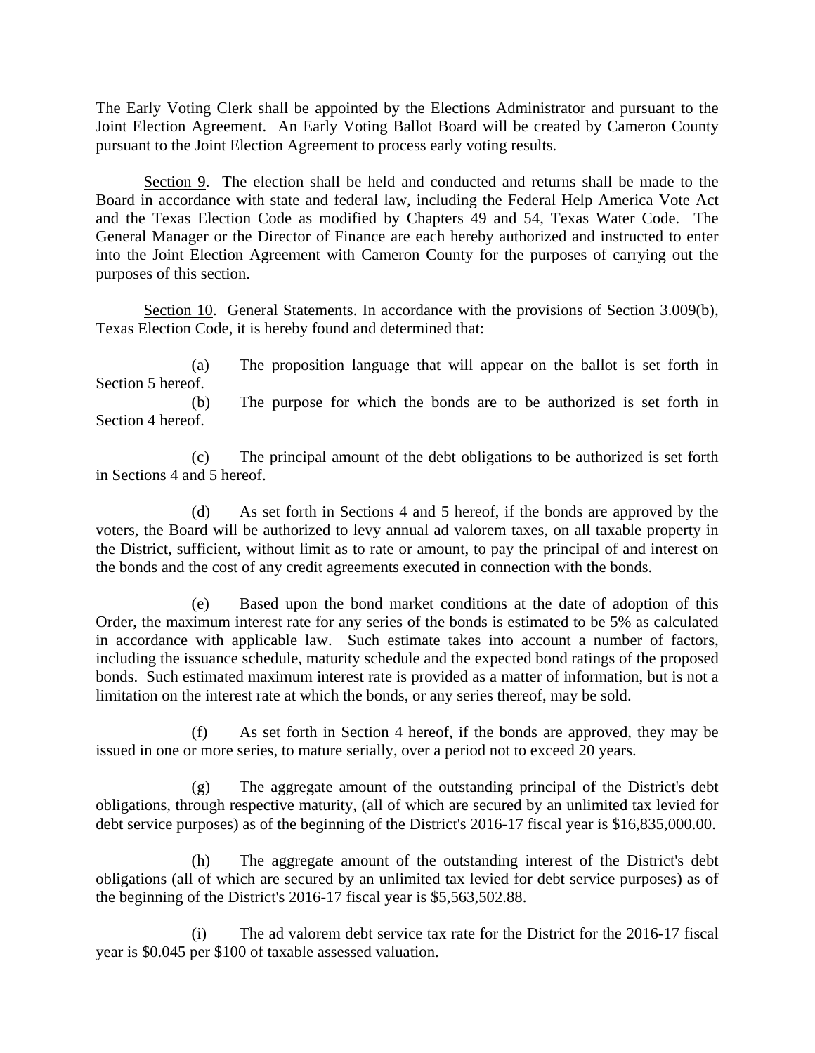The Early Voting Clerk shall be appointed by the Elections Administrator and pursuant to the Joint Election Agreement. An Early Voting Ballot Board will be created by Cameron County pursuant to the Joint Election Agreement to process early voting results.

Section 9. The election shall be held and conducted and returns shall be made to the Board in accordance with state and federal law, including the Federal Help America Vote Act and the Texas Election Code as modified by Chapters 49 and 54, Texas Water Code. The General Manager or the Director of Finance are each hereby authorized and instructed to enter into the Joint Election Agreement with Cameron County for the purposes of carrying out the purposes of this section.

Section 10. General Statements. In accordance with the provisions of Section 3.009(b), Texas Election Code, it is hereby found and determined that:

(a) The proposition language that will appear on the ballot is set forth in Section 5 hereof.

(b) The purpose for which the bonds are to be authorized is set forth in Section 4 hereof.

(c) The principal amount of the debt obligations to be authorized is set forth in Sections 4 and 5 hereof.

(d) As set forth in Sections 4 and 5 hereof, if the bonds are approved by the voters, the Board will be authorized to levy annual ad valorem taxes, on all taxable property in the District, sufficient, without limit as to rate or amount, to pay the principal of and interest on the bonds and the cost of any credit agreements executed in connection with the bonds.

(e) Based upon the bond market conditions at the date of adoption of this Order, the maximum interest rate for any series of the bonds is estimated to be 5% as calculated in accordance with applicable law. Such estimate takes into account a number of factors, including the issuance schedule, maturity schedule and the expected bond ratings of the proposed bonds. Such estimated maximum interest rate is provided as a matter of information, but is not a limitation on the interest rate at which the bonds, or any series thereof, may be sold.

(f) As set forth in Section 4 hereof, if the bonds are approved, they may be issued in one or more series, to mature serially, over a period not to exceed 20 years.

(g) The aggregate amount of the outstanding principal of the District's debt obligations, through respective maturity, (all of which are secured by an unlimited tax levied for debt service purposes) as of the beginning of the District's 2016-17 fiscal year is $16,835,000.00.

(h) The aggregate amount of the outstanding interest of the District's debt obligations (all of which are secured by an unlimited tax levied for debt service purposes) as of the beginning of the District's 2016-17 fiscal year is $5,563,502.88.

(i) The ad valorem debt service tax rate for the District for the 2016-17 fiscal year is $0.045 per $100 of taxable assessed valuation.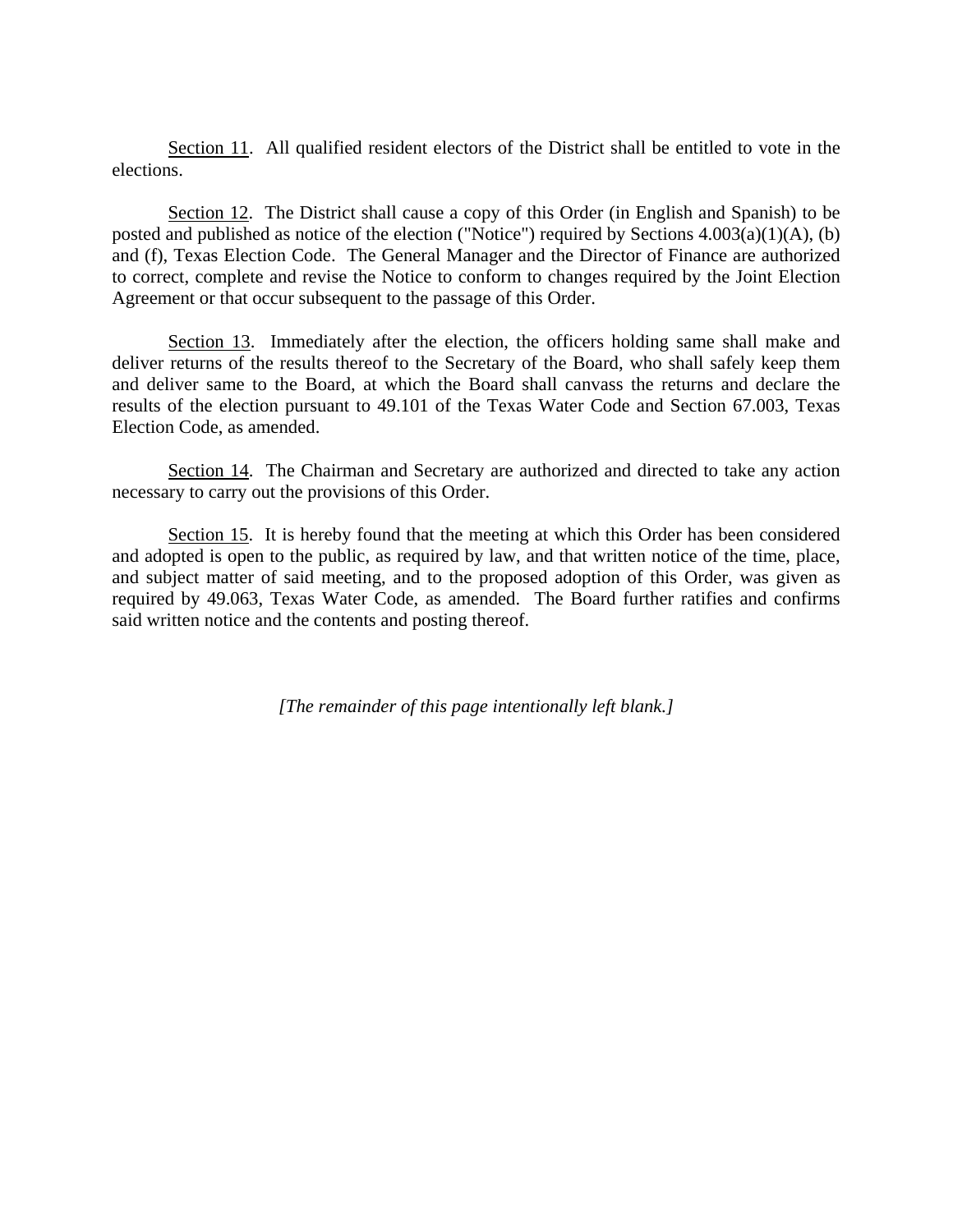Section 11. All qualified resident electors of the District shall be entitled to vote in the elections.

Section 12. The District shall cause a copy of this Order (in English and Spanish) to be posted and published as notice of the election ("Notice") required by Sections 4.003(a)(1)(A), (b) and (f), Texas Election Code. The General Manager and the Director of Finance are authorized to correct, complete and revise the Notice to conform to changes required by the Joint Election Agreement or that occur subsequent to the passage of this Order.

Section 13. Immediately after the election, the officers holding same shall make and deliver returns of the results thereof to the Secretary of the Board, who shall safely keep them and deliver same to the Board, at which the Board shall canvass the returns and declare the results of the election pursuant to 49.101 of the Texas Water Code and Section 67.003, Texas Election Code, as amended.

Section 14. The Chairman and Secretary are authorized and directed to take any action necessary to carry out the provisions of this Order.

Section 15. It is hereby found that the meeting at which this Order has been considered and adopted is open to the public, as required by law, and that written notice of the time, place, and subject matter of said meeting, and to the proposed adoption of this Order, was given as required by 49.063, Texas Water Code, as amended. The Board further ratifies and confirms said written notice and the contents and posting thereof.

*[The remainder of this page intentionally left blank.]*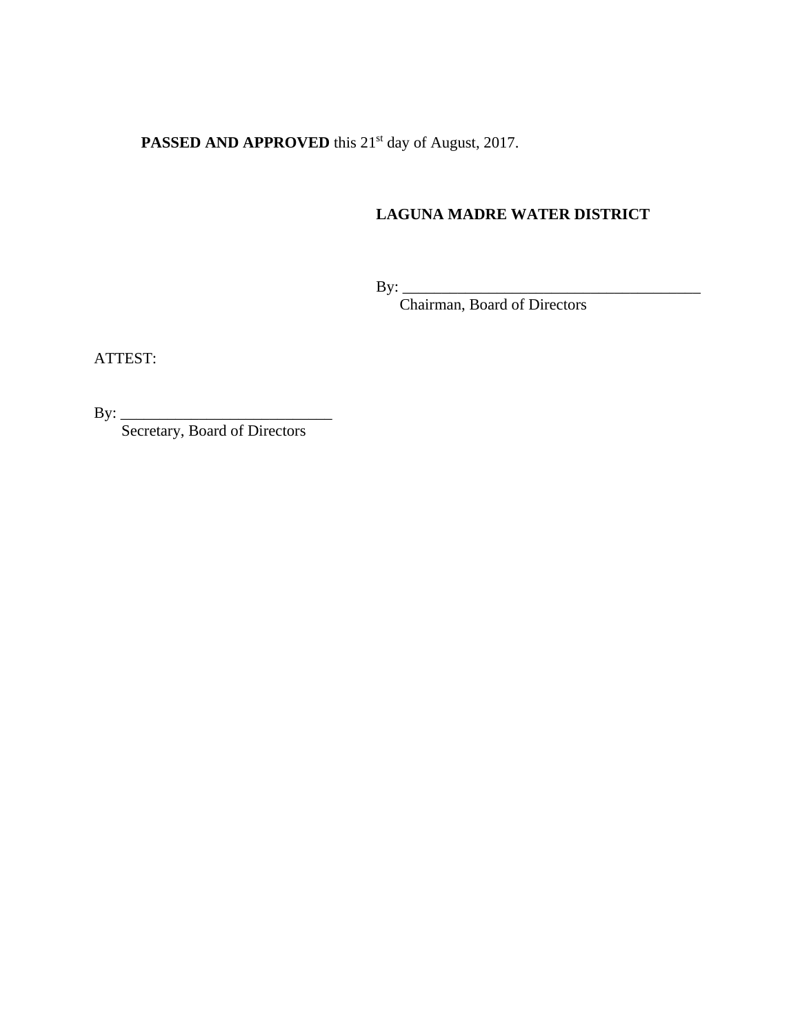**PASSED AND APPROVED** this 21st day of August, 2017.

**LAGUNA MADRE WATER DISTRICT**

By: _______________________________________
Chairman, Board of Directors

ATTEST:

By: ___________________________
Secretary, Board of Directors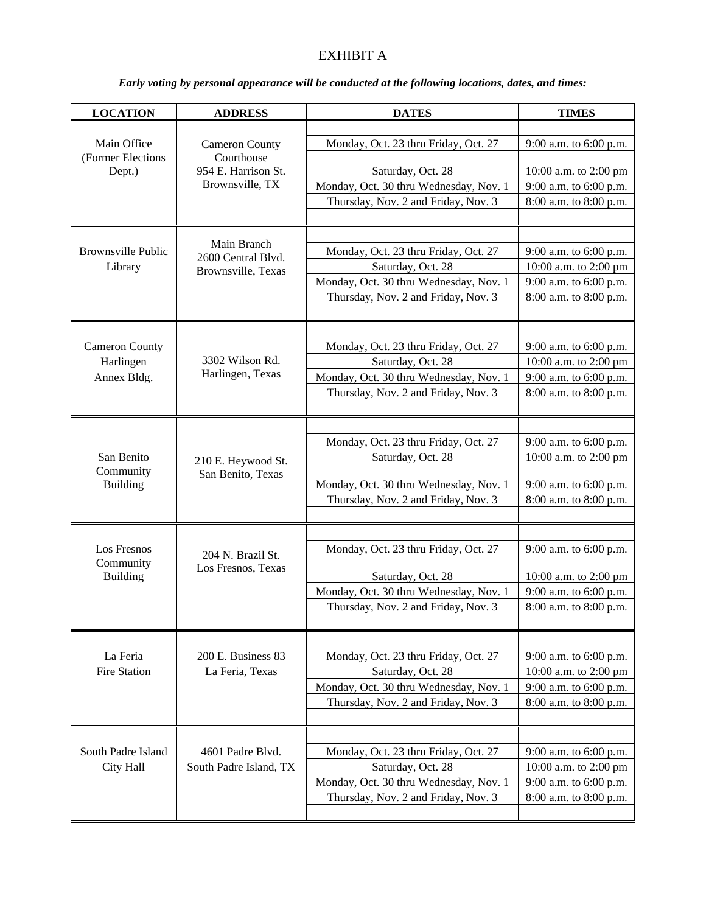# EXHIBIT A

***Early voting by personal appearance will be conducted at the following locations, dates, and times:***

| LOCATION | ADDRESS | DATES | TIMES |
|---|---|---|---|
| Main Office (Former Elections Dept.) | Cameron County Courthouse 954 E. Harrison St. Brownsville, TX | Monday, Oct. 23 thru Friday, Oct. 27 | 9:00 a.m. to 6:00 p.m. |
| | | Saturday, Oct. 28 | 10:00 a.m. to 2:00 pm |
| | | Monday, Oct. 30 thru Wednesday, Nov. 1 | 9:00 a.m. to 6:00 p.m. |
| | | Thursday, Nov. 2 and Friday, Nov. 3 | 8:00 a.m. to 8:00 p.m. |
| Brownsville Public Library | Main Branch 2600 Central Blvd. Brownsville, Texas | Monday, Oct. 23 thru Friday, Oct. 27 | 9:00 a.m. to 6:00 p.m. |
| | | Saturday, Oct. 28 | 10:00 a.m. to 2:00 pm |
| | | Monday, Oct. 30 thru Wednesday, Nov. 1 | 9:00 a.m. to 6:00 p.m. |
| | | Thursday, Nov. 2 and Friday, Nov. 3 | 8:00 a.m. to 8:00 p.m. |
| Cameron County Harlingen Annex Bldg. | 3302 Wilson Rd. Harlingen, Texas | Monday, Oct. 23 thru Friday, Oct. 27 | 9:00 a.m. to 6:00 p.m. |
| | | Saturday, Oct. 28 | 10:00 a.m. to 2:00 pm |
| | | Monday, Oct. 30 thru Wednesday, Nov. 1 | 9:00 a.m. to 6:00 p.m. |
| | | Thursday, Nov. 2 and Friday, Nov. 3 | 8:00 a.m. to 8:00 p.m. |
| San Benito Community Building | 210 E. Heywood St. San Benito, Texas | Monday, Oct. 23 thru Friday, Oct. 27 | 9:00 a.m. to 6:00 p.m. |
| | | Saturday, Oct. 28 | 10:00 a.m. to 2:00 pm |
| | | Monday, Oct. 30 thru Wednesday, Nov. 1 | 9:00 a.m. to 6:00 p.m. |
| | | Thursday, Nov. 2 and Friday, Nov. 3 | 8:00 a.m. to 8:00 p.m. |
| Los Fresnos Community Building | 204 N. Brazil St. Los Fresnos, Texas | Monday, Oct. 23 thru Friday, Oct. 27 | 9:00 a.m. to 6:00 p.m. |
| | | Saturday, Oct. 28 | 10:00 a.m. to 2:00 pm |
| | | Monday, Oct. 30 thru Wednesday, Nov. 1 | 9:00 a.m. to 6:00 p.m. |
| | | Thursday, Nov. 2 and Friday, Nov. 3 | 8:00 a.m. to 8:00 p.m. |
| La Feria Fire Station | 200 E. Business 83 La Feria, Texas | Monday, Oct. 23 thru Friday, Oct. 27 | 9:00 a.m. to 6:00 p.m. |
| | | Saturday, Oct. 28 | 10:00 a.m. to 2:00 pm |
| | | Monday, Oct. 30 thru Wednesday, Nov. 1 | 9:00 a.m. to 6:00 p.m. |
| | | Thursday, Nov. 2 and Friday, Nov. 3 | 8:00 a.m. to 8:00 p.m. |
| South Padre Island City Hall | 4601 Padre Blvd. South Padre Island, TX | Monday, Oct. 23 thru Friday, Oct. 27 | 9:00 a.m. to 6:00 p.m. |
| | | Saturday, Oct. 28 | 10:00 a.m. to 2:00 pm |
| | | Monday, Oct. 30 thru Wednesday, Nov. 1 | 9:00 a.m. to 6:00 p.m. |
| | | Thursday, Nov. 2 and Friday, Nov. 3 | 8:00 a.m. to 8:00 p.m. |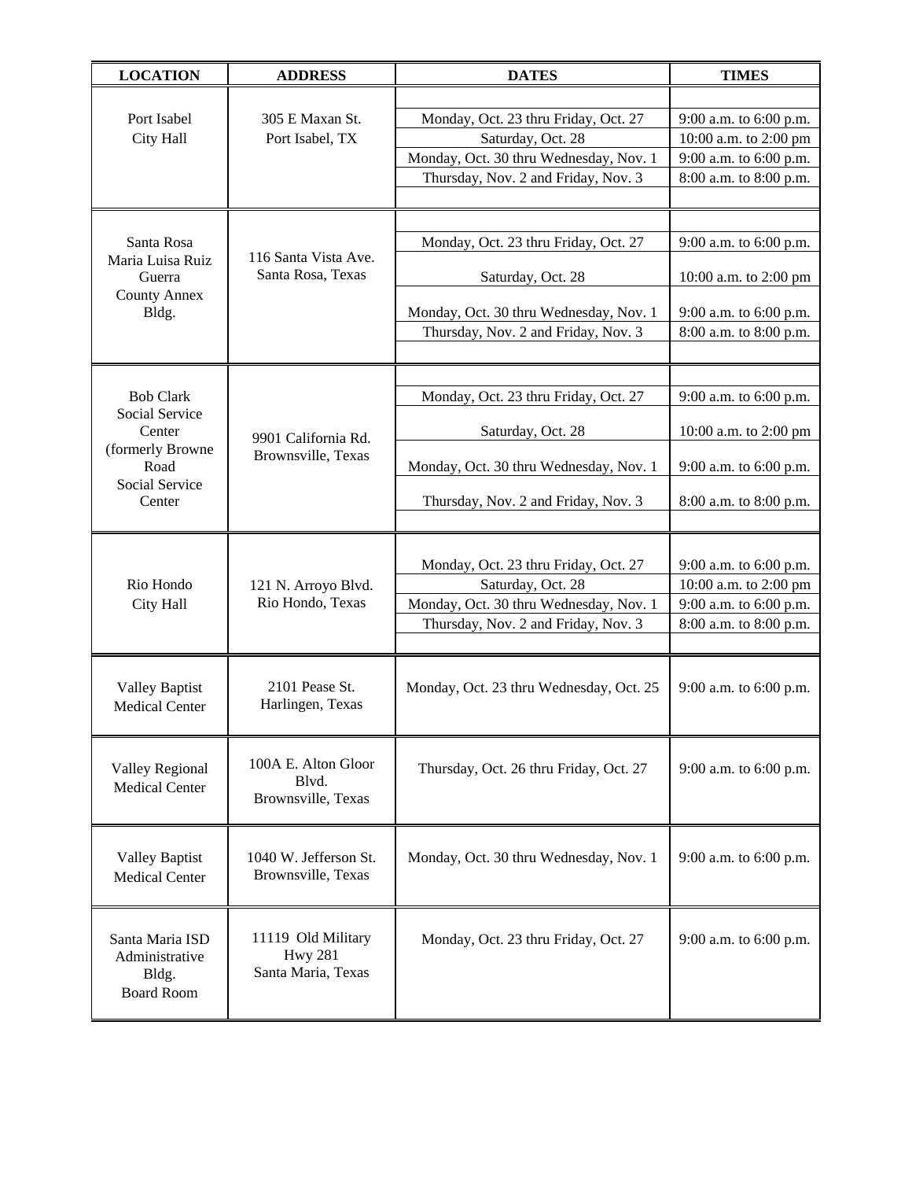| LOCATION | ADDRESS | DATES | TIMES |
|---|---|---|---|
| Port Isabel City Hall | 305 E Maxan St. Port Isabel, TX | Monday, Oct. 23 thru Friday, Oct. 27 | 9:00 a.m. to 6:00 p.m. |
| | | Saturday, Oct. 28 | 10:00 a.m. to 2:00 pm |
| | | Monday, Oct. 30 thru Wednesday, Nov. 1 | 9:00 a.m. to 6:00 p.m. |
| | | Thursday, Nov. 2 and Friday, Nov. 3 | 8:00 a.m. to 8:00 p.m. |
| Santa Rosa Maria Luisa Ruiz Guerra County Annex Bldg. | 116 Santa Vista Ave. Santa Rosa, Texas | Monday, Oct. 23 thru Friday, Oct. 27 | 9:00 a.m. to 6:00 p.m. |
| | | Saturday, Oct. 28 | 10:00 a.m. to 2:00 pm |
| | | Monday, Oct. 30 thru Wednesday, Nov. 1 | 9:00 a.m. to 6:00 p.m. |
| | | Thursday, Nov. 2 and Friday, Nov. 3 | 8:00 a.m. to 8:00 p.m. |
| Bob Clark Social Service Center (formerly Browne Road Social Service Center | 9901 California Rd. Brownsville, Texas | Monday, Oct. 23 thru Friday, Oct. 27 | 9:00 a.m. to 6:00 p.m. |
| | | Saturday, Oct. 28 | 10:00 a.m. to 2:00 pm |
| | | Monday, Oct. 30 thru Wednesday, Nov. 1 | 9:00 a.m. to 6:00 p.m. |
| | | Thursday, Nov. 2 and Friday, Nov. 3 | 8:00 a.m. to 8:00 p.m. |
| Rio Hondo City Hall | 121 N. Arroyo Blvd. Rio Hondo, Texas | Monday, Oct. 23 thru Friday, Oct. 27 | 9:00 a.m. to 6:00 p.m. |
| | | Saturday, Oct. 28 | 10:00 a.m. to 2:00 pm |
| | | Monday, Oct. 30 thru Wednesday, Nov. 1 | 9:00 a.m. to 6:00 p.m. |
| | | Thursday, Nov. 2 and Friday, Nov. 3 | 8:00 a.m. to 8:00 p.m. |
| Valley Baptist Medical Center | 2101 Pease St. Harlingen, Texas | Monday, Oct. 23 thru Wednesday, Oct. 25 | 9:00 a.m. to 6:00 p.m. |
| Valley Regional Medical Center | 100A E. Alton Gloor Blvd. Brownsville, Texas | Thursday, Oct. 26 thru Friday, Oct. 27 | 9:00 a.m. to 6:00 p.m. |
| Valley Baptist Medical Center | 1040 W. Jefferson St. Brownsville, Texas | Monday, Oct. 30 thru Wednesday, Nov. 1 | 9:00 a.m. to 6:00 p.m. |
| Santa Maria ISD Administrative Bldg. Board Room | 11119 Old Military Hwy 281 Santa Maria, Texas | Monday, Oct. 23 thru Friday, Oct. 27 | 9:00 a.m. to 6:00 p.m. |